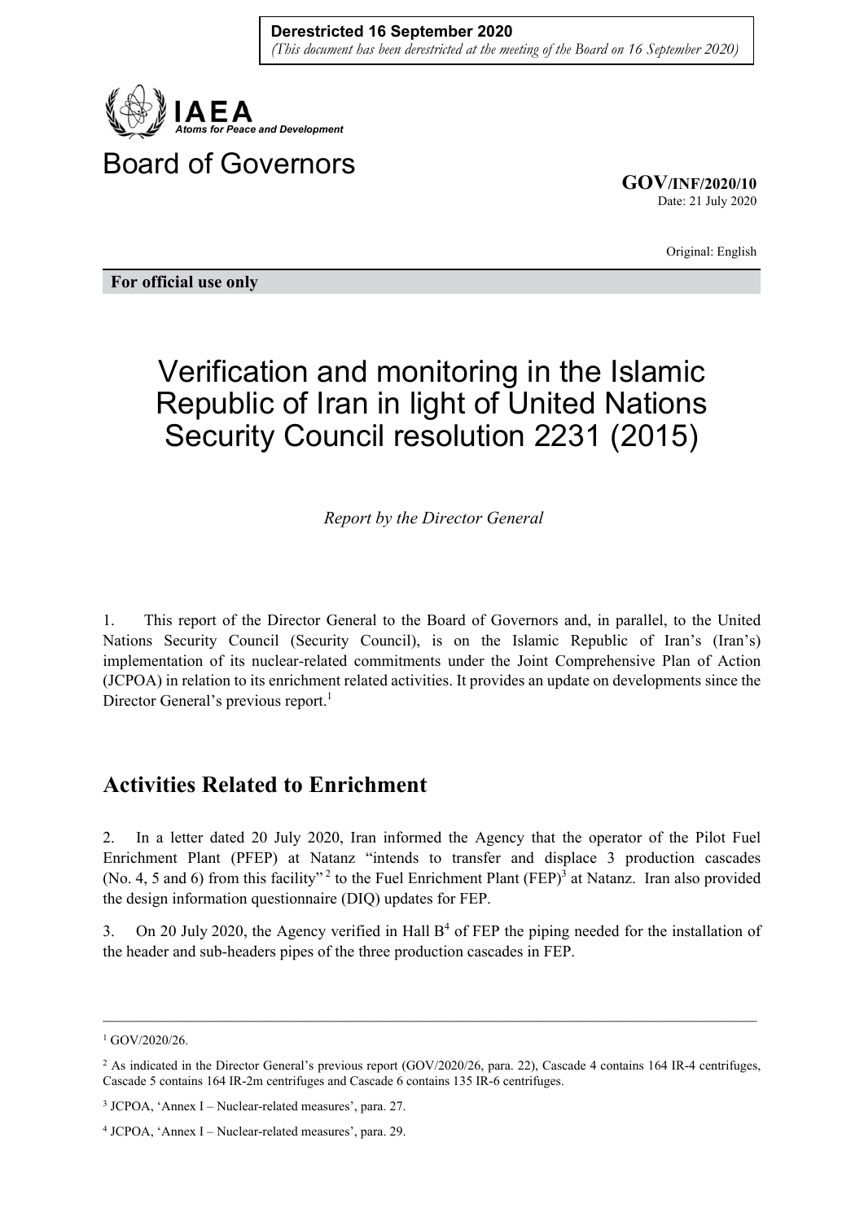**Derestricted 16 September 2020**
*(This document has been derestricted at the meeting of the Board on 16 September 2020)*

IAEA
*Atoms for Peace and Development*

# Board of Governors

**GOV/INF/2020/10**
Date: 21 July 2020

Original: English

**For official use only**

# Verification and monitoring in the Islamic Republic of Iran in light of United Nations Security Council resolution 2231 (2015)

*Report by the Director General*

1. This report of the Director General to the Board of Governors and, in parallel, to the United Nations Security Council (Security Council), is on the Islamic Republic of Iran's (Iran's) implementation of its nuclear-related commitments under the Joint Comprehensive Plan of Action (JCPOA) in relation to its enrichment related activities. It provides an update on developments since the Director General's previous report.[1]

## Activities Related to Enrichment

2. In a letter dated 20 July 2020, Iran informed the Agency that the operator of the Pilot Fuel Enrichment Plant (PFEP) at Natanz "intends to transfer and displace 3 production cascades (No. 4, 5 and 6) from this facility"[2] to the Fuel Enrichment Plant (FEP)[3] at Natanz. Iran also provided the design information questionnaire (DIQ) updates for FEP.

3. On 20 July 2020, the Agency verified in Hall B[4] of FEP the piping needed for the installation of the header and sub-headers pipes of the three production cascades in FEP.

---

[1] GOV/2020/26.

[2] As indicated in the Director General's previous report (GOV/2020/26, para. 22), Cascade 4 contains 164 IR-4 centrifuges, Cascade 5 contains 164 IR-2m centrifuges and Cascade 6 contains 135 IR-6 centrifuges.

[3] JCPOA, 'Annex I – Nuclear-related measures', para. 27.

[4] JCPOA, 'Annex I – Nuclear-related measures', para. 29.